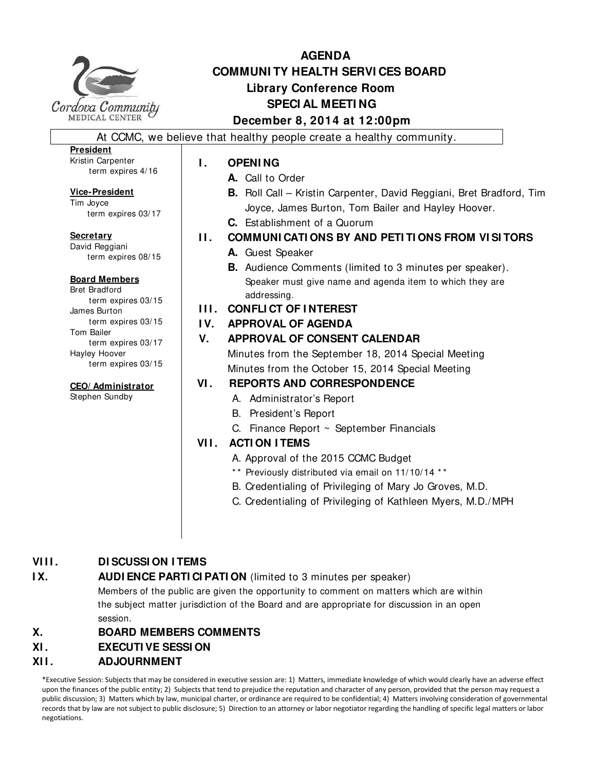# AGENDA
## COMMUNITY HEALTH SERVICES BOARD
### Library Conference Room
### SPECIAL MEETING
### December 8, 2014 at 12:00pm

Cordova Community MEDICAL CENTER

At CCMC, we believe that healthy people create a healthy community.

**President**
Kristin Carpenter
term expires 4/16

**Vice-President**
Tim Joyce
term expires 03/17

**Secretary**
David Reggiani
term expires 08/15

**Board Members**
Bret Bradford
term expires 03/15
James Burton
term expires 03/15
Tom Bailer
term expires 03/17
Hayley Hoover
term expires 03/15

**CEO/Administrator**
Stephen Sundby

**I. OPENING**

- **A.** Call to Order
- **B.** Roll Call – Kristin Carpenter, David Reggiani, Bret Bradford, Tim Joyce, James Burton, Tom Bailer and Hayley Hoover.
- **C.** Establishment of a Quorum

**II. COMMUNICATIONS BY AND PETITIONS FROM VISITORS**

- **A.** Guest Speaker
- **B.** Audience Comments (limited to 3 minutes per speaker). Speaker must give name and agenda item to which they are addressing.

**III. CONFLICT OF INTEREST**

**IV. APPROVAL OF AGENDA**

**V. APPROVAL OF CONSENT CALENDAR**

Minutes from the September 18, 2014 Special Meeting
Minutes from the October 15, 2014 Special Meeting

**VI. REPORTS AND CORRESPONDENCE**

- A. Administrator's Report
- B. President's Report
- C. Finance Report ~ September Financials

**VII. ACTION ITEMS**

- A. Approval of the 2015 CCMC Budget
  ** Previously distributed via email on 11/10/14 **
- B. Credentialing of Privileging of Mary Jo Groves, M.D.
- C. Credentialing of Privileging of Kathleen Myers, M.D./MPH

**VIII. DISCUSSION ITEMS**

**IX. AUDIENCE PARTICIPATION** (limited to 3 minutes per speaker)

Members of the public are given the opportunity to comment on matters which are within the subject matter jurisdiction of the Board and are appropriate for discussion in an open session.

**X. BOARD MEMBERS COMMENTS**

**XI. EXECUTIVE SESSION**

**XII. ADJOURNMENT**

*Executive Session: Subjects that may be considered in executive session are: 1) Matters, immediate knowledge of which would clearly have an adverse effect upon the finances of the public entity; 2) Subjects that tend to prejudice the reputation and character of any person, provided that the person may request a public discussion; 3) Matters which by law, municipal charter, or ordinance are required to be confidential; 4) Matters involving consideration of governmental records that by law are not subject to public disclosure; 5) Direction to an attorney or labor negotiator regarding the handling of specific legal matters or labor negotiations.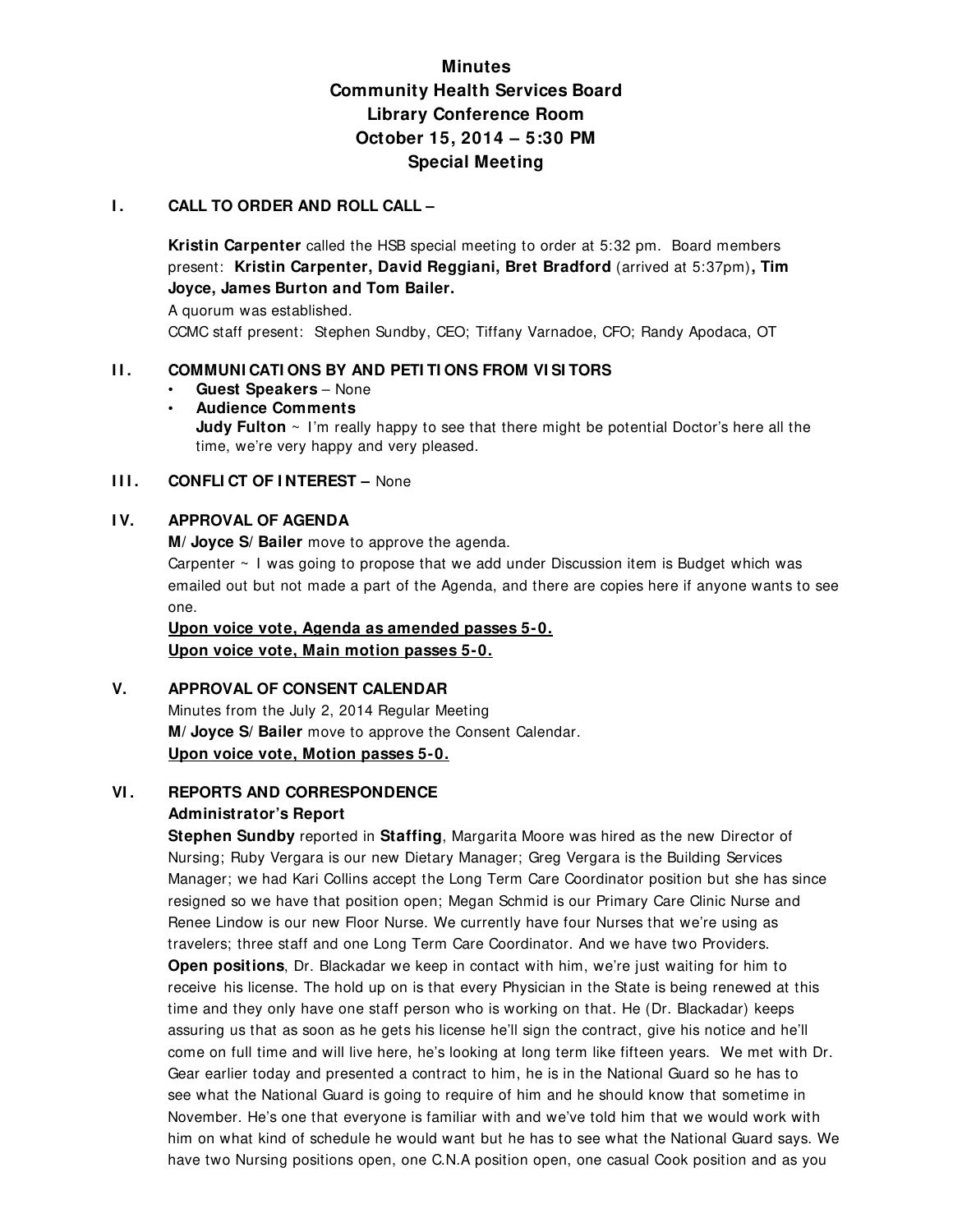# Minutes
# Community Health Services Board
# Library Conference Room
# October 15, 2014 – 5:30 PM
# Special Meeting

## I. CALL TO ORDER AND ROLL CALL –

**Kristin Carpenter** called the HSB special meeting to order at 5:32 pm. Board members present: **Kristin Carpenter, David Reggiani, Bret Bradford** (arrived at 5:37pm)**, Tim Joyce, James Burton and Tom Bailer.**

A quorum was established.

CCMC staff present: Stephen Sundby, CEO; Tiffany Varnadoe, CFO; Randy Apodaca, OT

## II. COMMUNICATIONS BY AND PETITIONS FROM VISITORS

- **Guest Speakers** – None
- **Audience Comments**
  **Judy Fulton** ~ I'm really happy to see that there might be potential Doctor's here all the time, we're very happy and very pleased.

## III. CONFLICT OF INTEREST – None

## IV. APPROVAL OF AGENDA

**M/ Joyce S/ Bailer** move to approve the agenda.

Carpenter ~ I was going to propose that we add under Discussion item is Budget which was emailed out but not made a part of the Agenda, and there are copies here if anyone wants to see one.

**Upon voice vote, Agenda as amended passes 5-0.**
**Upon voice vote, Main motion passes 5-0.**

## V. APPROVAL OF CONSENT CALENDAR

Minutes from the July 2, 2014 Regular Meeting

**M/ Joyce S/ Bailer** move to approve the Consent Calendar.

**Upon voice vote, Motion passes 5-0.**

## VI. REPORTS AND CORRESPONDENCE

### Administrator's Report

**Stephen Sundby** reported in **Staffing**, Margarita Moore was hired as the new Director of Nursing; Ruby Vergara is our new Dietary Manager; Greg Vergara is the Building Services Manager; we had Kari Collins accept the Long Term Care Coordinator position but she has since resigned so we have that position open; Megan Schmid is our Primary Care Clinic Nurse and Renee Lindow is our new Floor Nurse. We currently have four Nurses that we're using as travelers; three staff and one Long Term Care Coordinator. And we have two Providers.

**Open positions**, Dr. Blackadar we keep in contact with him, we're just waiting for him to receive his license. The hold up on is that every Physician in the State is being renewed at this time and they only have one staff person who is working on that. He (Dr. Blackadar) keeps assuring us that as soon as he gets his license he'll sign the contract, give his notice and he'll come on full time and will live here, he's looking at long term like fifteen years. We met with Dr. Gear earlier today and presented a contract to him, he is in the National Guard so he has to see what the National Guard is going to require of him and he should know that sometime in November. He's one that everyone is familiar with and we've told him that we would work with him on what kind of schedule he would want but he has to see what the National Guard says. We have two Nursing positions open, one C.N.A position open, one casual Cook position and as you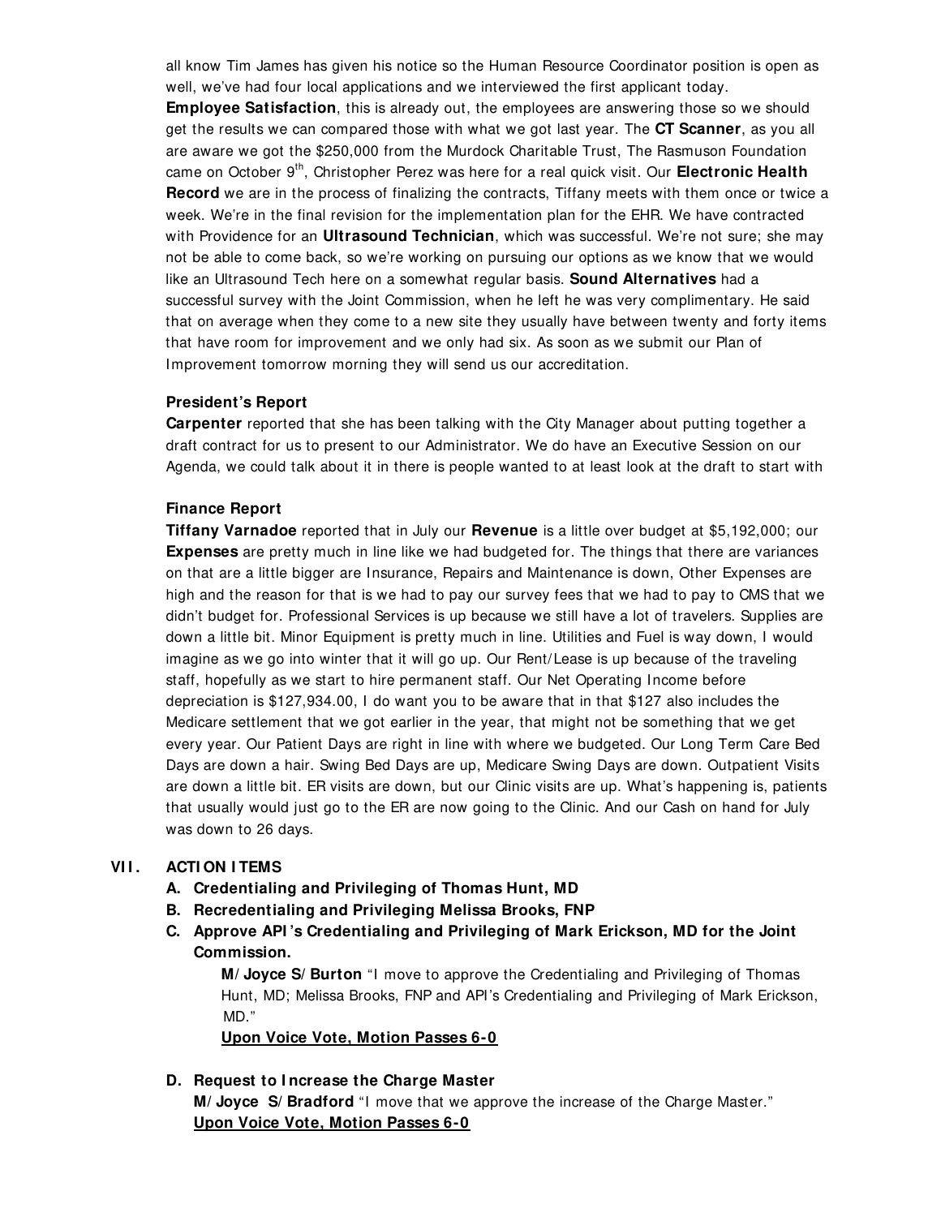all know Tim James has given his notice so the Human Resource Coordinator position is open as well, we've had four local applications and we interviewed the first applicant today. **Employee Satisfaction**, this is already out, the employees are answering those so we should get the results we can compared those with what we got last year. The **CT Scanner**, as you all are aware we got the $250,000 from the Murdock Charitable Trust, The Rasmuson Foundation came on October 9th, Christopher Perez was here for a real quick visit. Our **Electronic Health Record** we are in the process of finalizing the contracts, Tiffany meets with them once or twice a week. We're in the final revision for the implementation plan for the EHR. We have contracted with Providence for an **Ultrasound Technician**, which was successful. We're not sure; she may not be able to come back, so we're working on pursuing our options as we know that we would like an Ultrasound Tech here on a somewhat regular basis. **Sound Alternatives** had a successful survey with the Joint Commission, when he left he was very complimentary. He said that on average when they come to a new site they usually have between twenty and forty items that have room for improvement and we only had six. As soon as we submit our Plan of Improvement tomorrow morning they will send us our accreditation.

**President's Report**

**Carpenter** reported that she has been talking with the City Manager about putting together a draft contract for us to present to our Administrator. We do have an Executive Session on our Agenda, we could talk about it in there is people wanted to at least look at the draft to start with

**Finance Report**

**Tiffany Varnadoe** reported that in July our **Revenue** is a little over budget at $5,192,000; our **Expenses** are pretty much in line like we had budgeted for. The things that there are variances on that are a little bigger are Insurance, Repairs and Maintenance is down, Other Expenses are high and the reason for that is we had to pay our survey fees that we had to pay to CMS that we didn't budget for. Professional Services is up because we still have a lot of travelers. Supplies are down a little bit. Minor Equipment is pretty much in line. Utilities and Fuel is way down, I would imagine as we go into winter that it will go up. Our Rent/Lease is up because of the traveling staff, hopefully as we start to hire permanent staff. Our Net Operating Income before depreciation is $127,934.00, I do want you to be aware that in that $127 also includes the Medicare settlement that we got earlier in the year, that might not be something that we get every year. Our Patient Days are right in line with where we budgeted. Our Long Term Care Bed Days are down a hair. Swing Bed Days are up, Medicare Swing Days are down. Outpatient Visits are down a little bit. ER visits are down, but our Clinic visits are up. What's happening is, patients that usually would just go to the ER are now going to the Clinic. And our Cash on hand for July was down to 26 days.

## VII. ACTION ITEMS

**A. Credentialing and Privileging of Thomas Hunt, MD**

**B. Recredentialing and Privileging Melissa Brooks, FNP**

**C. Approve API's Credentialing and Privileging of Mark Erickson, MD for the Joint Commission.**

**M/ Joyce S/ Burton** "I move to approve the Credentialing and Privileging of Thomas Hunt, MD; Melissa Brooks, FNP and API's Credentialing and Privileging of Mark Erickson, MD."

**Upon Voice Vote, Motion Passes 6-0**

**D. Request to Increase the Charge Master**

**M/ Joyce S/ Bradford** "I move that we approve the increase of the Charge Master."

**Upon Voice Vote, Motion Passes 6-0**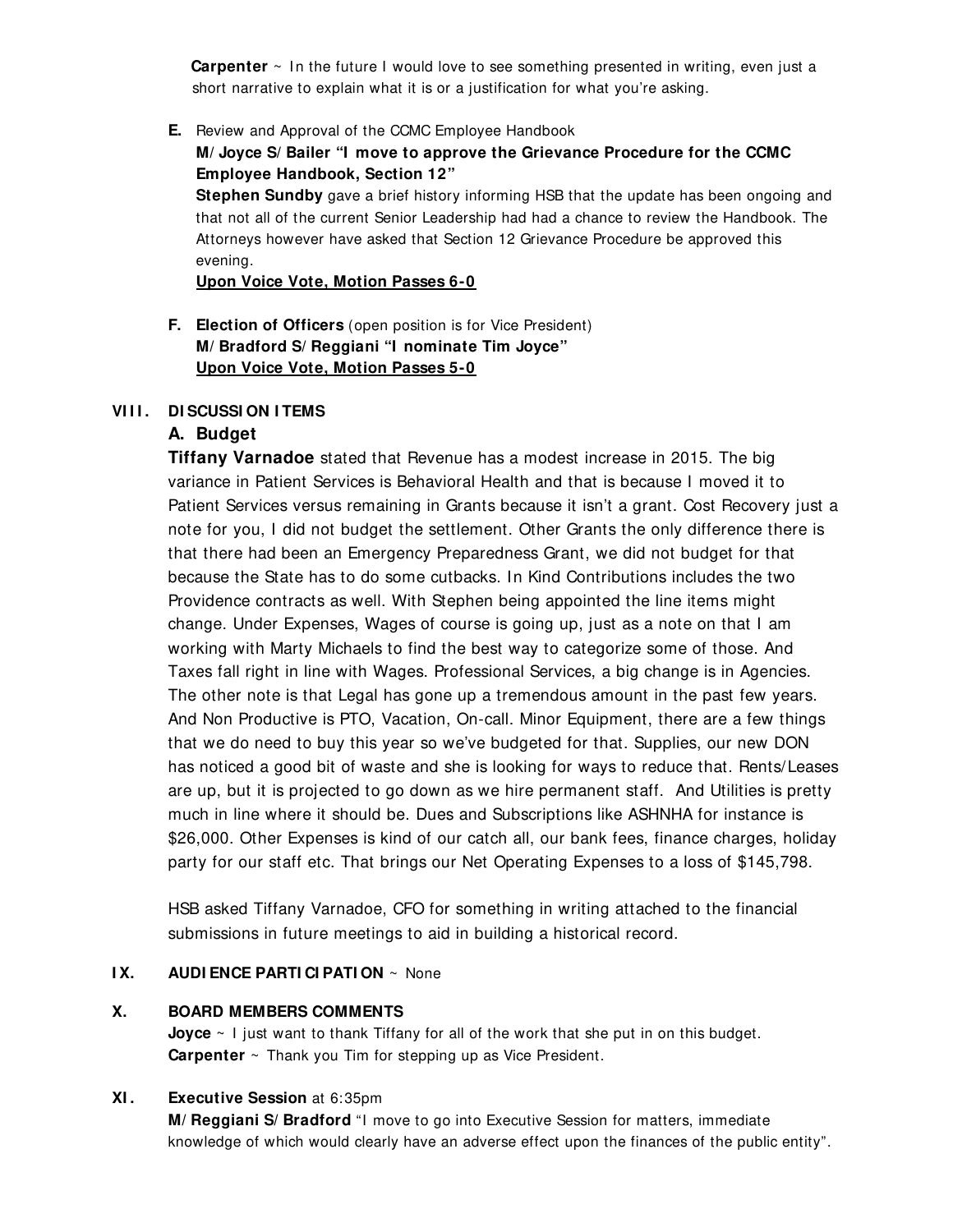**Carpenter** ~ In the future I would love to see something presented in writing, even just a short narrative to explain what it is or a justification for what you're asking.

**E.** Review and Approval of the CCMC Employee Handbook

**M/ Joyce S/ Bailer "I move to approve the Grievance Procedure for the CCMC Employee Handbook, Section 12"**

**Stephen Sundby** gave a brief history informing HSB that the update has been ongoing and that not all of the current Senior Leadership had had a chance to review the Handbook. The Attorneys however have asked that Section 12 Grievance Procedure be approved this evening.

**Upon Voice Vote, Motion Passes 6-0**

**F. Election of Officers** (open position is for Vice President)

**M/ Bradford S/ Reggiani "I nominate Tim Joyce"**

**Upon Voice Vote, Motion Passes 5-0**

## VIII. DISCUSSION ITEMS

### A. Budget

**Tiffany Varnadoe** stated that Revenue has a modest increase in 2015. The big variance in Patient Services is Behavioral Health and that is because I moved it to Patient Services versus remaining in Grants because it isn't a grant. Cost Recovery just a note for you, I did not budget the settlement. Other Grants the only difference there is that there had been an Emergency Preparedness Grant, we did not budget for that because the State has to do some cutbacks. In Kind Contributions includes the two Providence contracts as well. With Stephen being appointed the line items might change. Under Expenses, Wages of course is going up, just as a note on that I am working with Marty Michaels to find the best way to categorize some of those. And Taxes fall right in line with Wages. Professional Services, a big change is in Agencies. The other note is that Legal has gone up a tremendous amount in the past few years. And Non Productive is PTO, Vacation, On-call. Minor Equipment, there are a few things that we do need to buy this year so we've budgeted for that. Supplies, our new DON has noticed a good bit of waste and she is looking for ways to reduce that. Rents/Leases are up, but it is projected to go down as we hire permanent staff. And Utilities is pretty much in line where it should be. Dues and Subscriptions like ASHNHA for instance is $26,000. Other Expenses is kind of our catch all, our bank fees, finance charges, holiday party for our staff etc. That brings our Net Operating Expenses to a loss of $145,798.

HSB asked Tiffany Varnadoe, CFO for something in writing attached to the financial submissions in future meetings to aid in building a historical record.

## IX. AUDIENCE PARTICIPATION ~ None

## X. BOARD MEMBERS COMMENTS

**Joyce** ~ I just want to thank Tiffany for all of the work that she put in on this budget.

**Carpenter** ~ Thank you Tim for stepping up as Vice President.

## XI. Executive Session at 6:35pm

**M/ Reggiani S/ Bradford** "I move to go into Executive Session for matters, immediate knowledge of which would clearly have an adverse effect upon the finances of the public entity".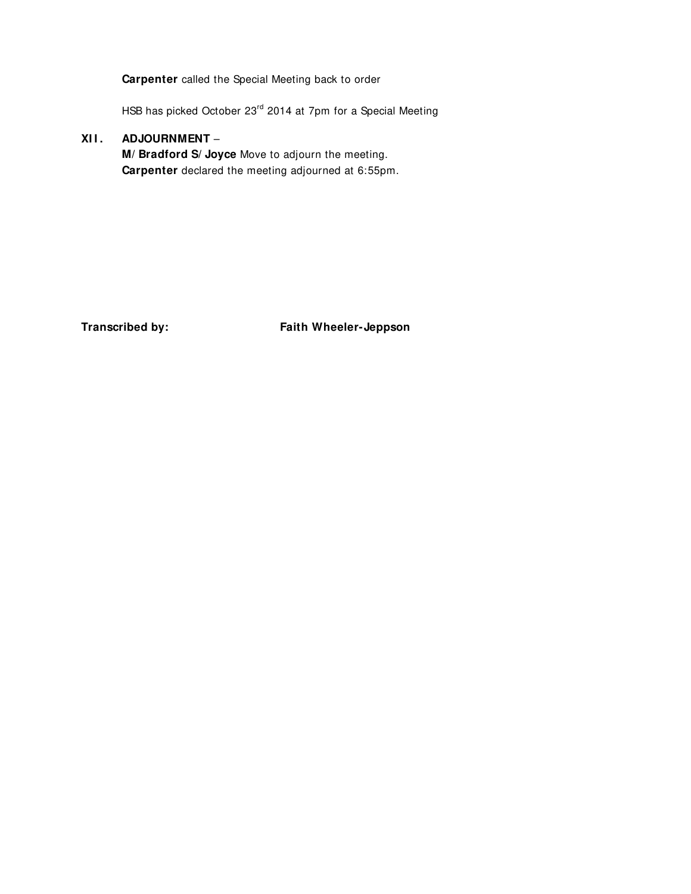**Carpenter** called the Special Meeting back to order

HSB has picked October 23rd 2014 at 7pm for a Special Meeting

**XII. ADJOURNMENT** –

**M/ Bradford S/ Joyce** Move to adjourn the meeting.

**Carpenter** declared the meeting adjourned at 6:55pm.

**Transcribed by:** **Faith Wheeler-Jeppson**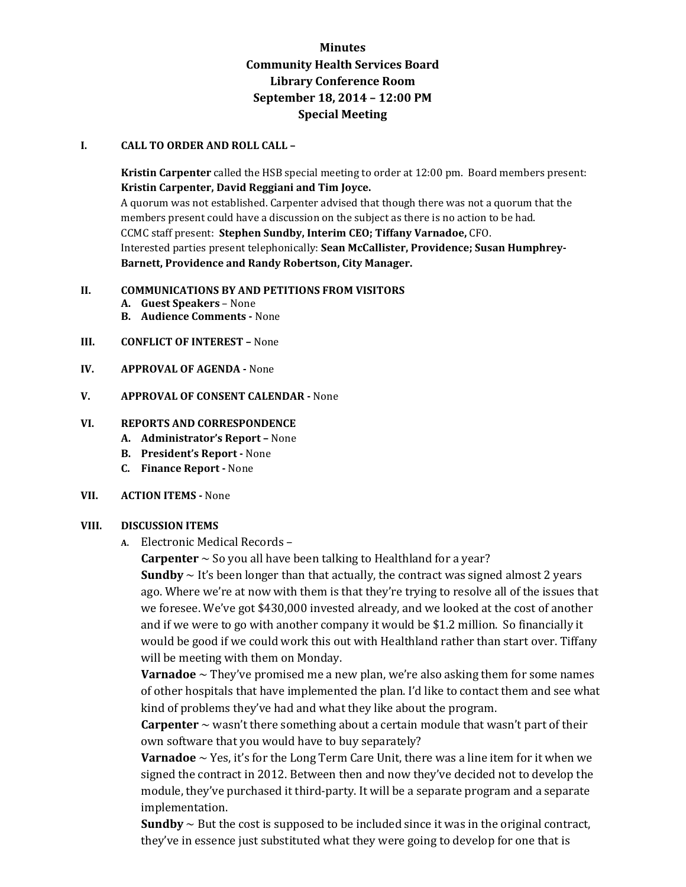**Minutes**
**Community Health Services Board**
**Library Conference Room**
**September 18, 2014 – 12:00 PM**
**Special Meeting**

**I. CALL TO ORDER AND ROLL CALL –**

**Kristin Carpenter** called the HSB special meeting to order at 12:00 pm. Board members present: **Kristin Carpenter, David Reggiani and Tim Joyce.**

A quorum was not established. Carpenter advised that though there was not a quorum that the members present could have a discussion on the subject as there is no action to be had.

CCMC staff present: **Stephen Sundby, Interim CEO; Tiffany Varnadoe,** CFO.

Interested parties present telephonically: **Sean McCallister, Providence; Susan Humphrey-Barnett, Providence and Randy Robertson, City Manager.**

**II. COMMUNICATIONS BY AND PETITIONS FROM VISITORS**

A. **Guest Speakers** – None
B. **Audience Comments -** None

**III. CONFLICT OF INTEREST –** None

**IV. APPROVAL OF AGENDA -** None

**V. APPROVAL OF CONSENT CALENDAR -** None

**VI. REPORTS AND CORRESPONDENCE**

A. **Administrator's Report –** None
B. **President's Report -** None
C. **Finance Report -** None

**VII. ACTION ITEMS -** None

**VIII. DISCUSSION ITEMS**

A. Electronic Medical Records –

**Carpenter** ~ So you all have been talking to Healthland for a year?

**Sundby** ~ It's been longer than that actually, the contract was signed almost 2 years ago. Where we're at now with them is that they're trying to resolve all of the issues that we foresee. We've got $430,000 invested already, and we looked at the cost of another and if we were to go with another company it would be $1.2 million. So financially it would be good if we could work this out with Healthland rather than start over. Tiffany will be meeting with them on Monday.

**Varnadoe** ~ They've promised me a new plan, we're also asking them for some names of other hospitals that have implemented the plan. I'd like to contact them and see what kind of problems they've had and what they like about the program.

**Carpenter** ~ wasn't there something about a certain module that wasn't part of their own software that you would have to buy separately?

**Varnadoe** ~ Yes, it's for the Long Term Care Unit, there was a line item for it when we signed the contract in 2012. Between then and now they've decided not to develop the module, they've purchased it third-party. It will be a separate program and a separate implementation.

**Sundby** ~ But the cost is supposed to be included since it was in the original contract, they've in essence just substituted what they were going to develop for one that is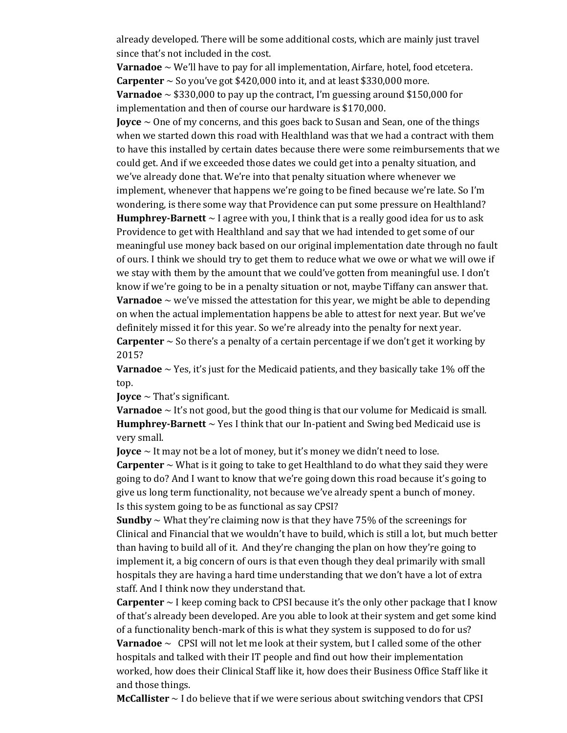already developed. There will be some additional costs, which are mainly just travel since that's not included in the cost.

**Varnadoe** ~ We'll have to pay for all implementation, Airfare, hotel, food etcetera.

**Carpenter** ~ So you've got $420,000 into it, and at least $330,000 more.

**Varnadoe** ~ $330,000 to pay up the contract, I'm guessing around $150,000 for implementation and then of course our hardware is $170,000.

**Joyce** ~ One of my concerns, and this goes back to Susan and Sean, one of the things when we started down this road with Healthland was that we had a contract with them to have this installed by certain dates because there were some reimbursements that we could get. And if we exceeded those dates we could get into a penalty situation, and we've already done that. We're into that penalty situation where whenever we implement, whenever that happens we're going to be fined because we're late. So I'm wondering, is there some way that Providence can put some pressure on Healthland?

**Humphrey-Barnett** ~ I agree with you, I think that is a really good idea for us to ask Providence to get with Healthland and say that we had intended to get some of our meaningful use money back based on our original implementation date through no fault of ours. I think we should try to get them to reduce what we owe or what we will owe if we stay with them by the amount that we could've gotten from meaningful use. I don't know if we're going to be in a penalty situation or not, maybe Tiffany can answer that.

**Varnadoe** ~ we've missed the attestation for this year, we might be able to depending on when the actual implementation happens be able to attest for next year. But we've definitely missed it for this year. So we're already into the penalty for next year.

**Carpenter** ~ So there's a penalty of a certain percentage if we don't get it working by 2015?

**Varnadoe** ~ Yes, it's just for the Medicaid patients, and they basically take 1% off the top.

**Joyce** ~ That's significant.

**Varnadoe** ~ It's not good, but the good thing is that our volume for Medicaid is small.

**Humphrey-Barnett** ~ Yes I think that our In-patient and Swing bed Medicaid use is very small.

**Joyce** ~ It may not be a lot of money, but it's money we didn't need to lose.

**Carpenter** ~ What is it going to take to get Healthland to do what they said they were going to do? And I want to know that we're going down this road because it's going to give us long term functionality, not because we've already spent a bunch of money. Is this system going to be as functional as say CPSI?

**Sundby** ~ What they're claiming now is that they have 75% of the screenings for Clinical and Financial that we wouldn't have to build, which is still a lot, but much better than having to build all of it. And they're changing the plan on how they're going to implement it, a big concern of ours is that even though they deal primarily with small hospitals they are having a hard time understanding that we don't have a lot of extra staff. And I think now they understand that.

**Carpenter** ~ I keep coming back to CPSI because it's the only other package that I know of that's already been developed. Are you able to look at their system and get some kind of a functionality bench-mark of this is what they system is supposed to do for us?

**Varnadoe** ~ CPSI will not let me look at their system, but I called some of the other hospitals and talked with their IT people and find out how their implementation worked, how does their Clinical Staff like it, how does their Business Office Staff like it and those things.

**McCallister** ~ I do believe that if we were serious about switching vendors that CPSI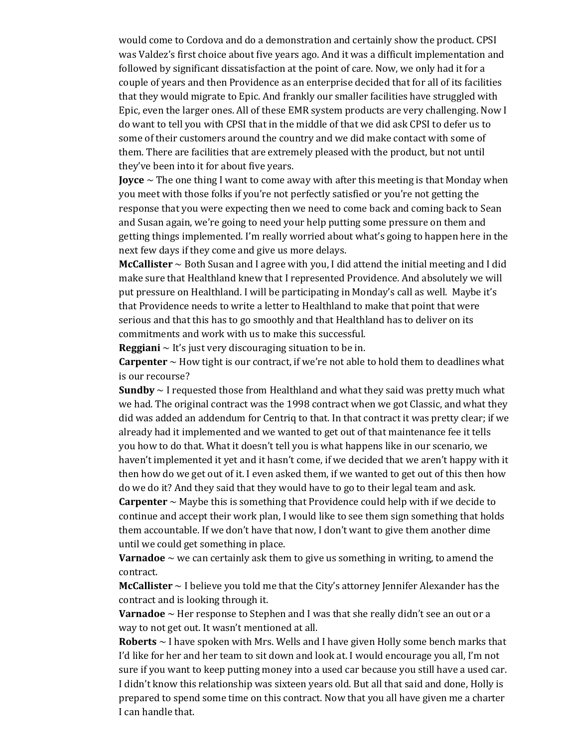would come to Cordova and do a demonstration and certainly show the product. CPSI was Valdez's first choice about five years ago. And it was a difficult implementation and followed by significant dissatisfaction at the point of care. Now, we only had it for a couple of years and then Providence as an enterprise decided that for all of its facilities that they would migrate to Epic. And frankly our smaller facilities have struggled with Epic, even the larger ones. All of these EMR system products are very challenging. Now I do want to tell you with CPSI that in the middle of that we did ask CPSI to defer us to some of their customers around the country and we did make contact with some of them. There are facilities that are extremely pleased with the product, but not until they've been into it for about five years.

**Joyce** ~ The one thing I want to come away with after this meeting is that Monday when you meet with those folks if you're not perfectly satisfied or you're not getting the response that you were expecting then we need to come back and coming back to Sean and Susan again, we're going to need your help putting some pressure on them and getting things implemented. I'm really worried about what's going to happen here in the next few days if they come and give us more delays.

**McCallister** ~ Both Susan and I agree with you, I did attend the initial meeting and I did make sure that Healthland knew that I represented Providence. And absolutely we will put pressure on Healthland. I will be participating in Monday's call as well. Maybe it's that Providence needs to write a letter to Healthland to make that point that were serious and that this has to go smoothly and that Healthland has to deliver on its commitments and work with us to make this successful.

**Reggiani** ~ It's just very discouraging situation to be in.

**Carpenter** ~ How tight is our contract, if we're not able to hold them to deadlines what is our recourse?

**Sundby** ~ I requested those from Healthland and what they said was pretty much what we had. The original contract was the 1998 contract when we got Classic, and what they did was added an addendum for Centriq to that. In that contract it was pretty clear; if we already had it implemented and we wanted to get out of that maintenance fee it tells you how to do that. What it doesn't tell you is what happens like in our scenario, we haven't implemented it yet and it hasn't come, if we decided that we aren't happy with it then how do we get out of it. I even asked them, if we wanted to get out of this then how do we do it? And they said that they would have to go to their legal team and ask.

**Carpenter** ~ Maybe this is something that Providence could help with if we decide to continue and accept their work plan, I would like to see them sign something that holds them accountable. If we don't have that now, I don't want to give them another dime until we could get something in place.

**Varnadoe** ~ we can certainly ask them to give us something in writing, to amend the contract.

**McCallister** ~ I believe you told me that the City's attorney Jennifer Alexander has the contract and is looking through it.

**Varnadoe** ~ Her response to Stephen and I was that she really didn't see an out or a way to not get out. It wasn't mentioned at all.

**Roberts** ~ I have spoken with Mrs. Wells and I have given Holly some bench marks that I'd like for her and her team to sit down and look at. I would encourage you all, I'm not sure if you want to keep putting money into a used car because you still have a used car. I didn't know this relationship was sixteen years old. But all that said and done, Holly is prepared to spend some time on this contract. Now that you all have given me a charter I can handle that.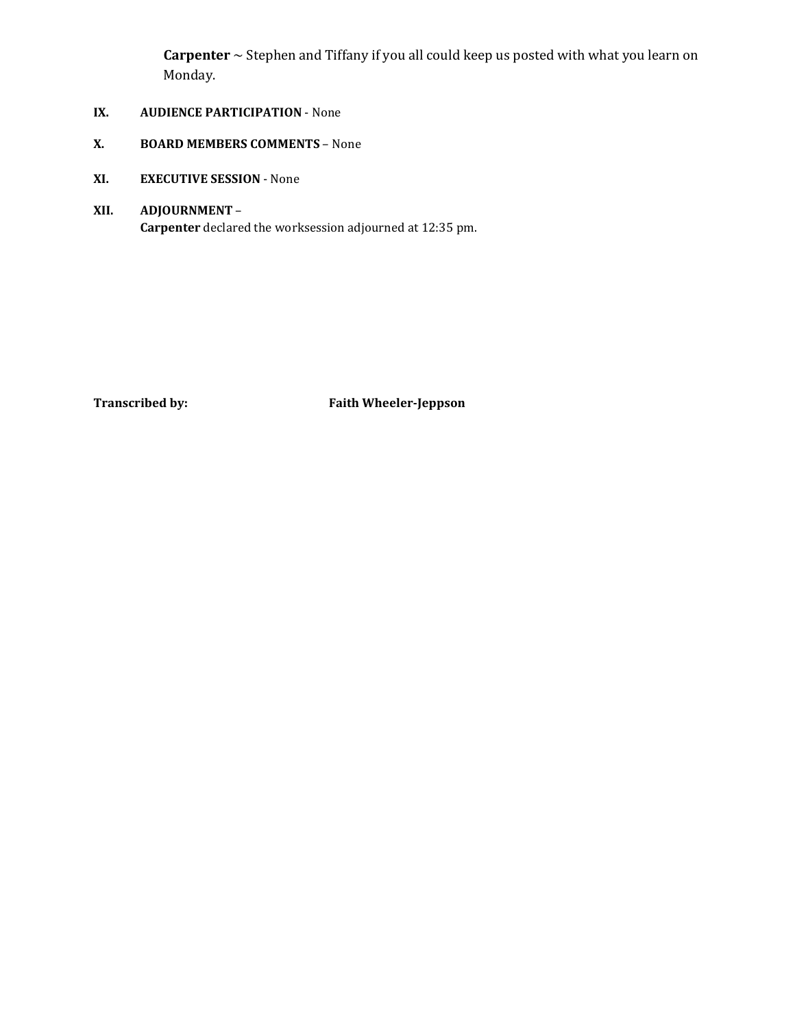**Carpenter** ~ Stephen and Tiffany if you all could keep us posted with what you learn on Monday.

**IX. AUDIENCE PARTICIPATION** - None

**X. BOARD MEMBERS COMMENTS** – None

**XI. EXECUTIVE SESSION** - None

**XII. ADJOURNMENT** –
**Carpenter** declared the worksession adjourned at 12:35 pm.

**Transcribed by:** **Faith Wheeler-Jeppson**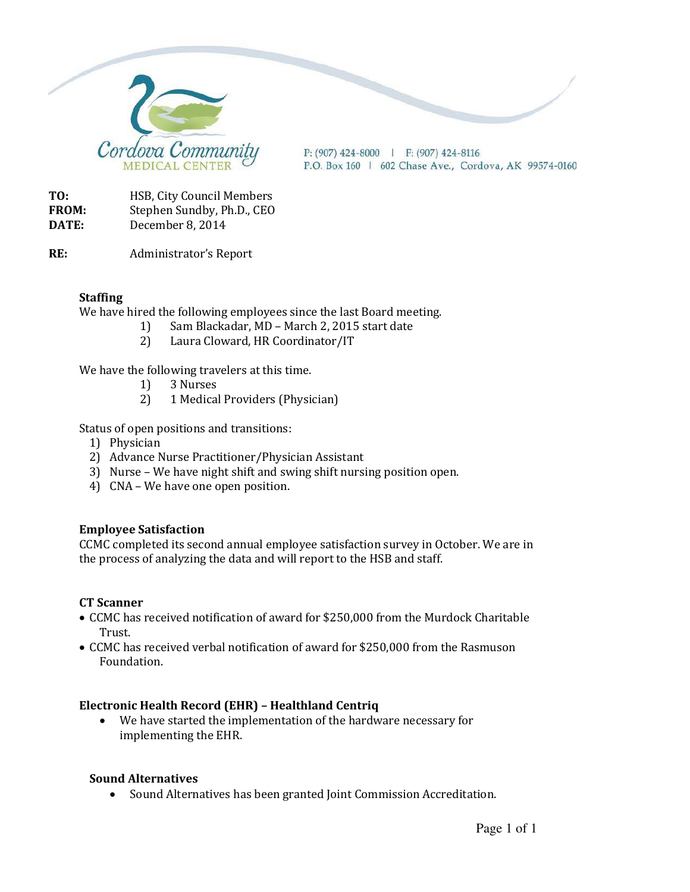Cordova Community MEDICAL CENTER

P: (907) 424-8000 | F: (907) 424-8116
P.O. Box 160 | 602 Chase Ave., Cordova, AK 99574-0160

**TO:** HSB, City Council Members
**FROM:** Stephen Sundby, Ph.D., CEO
**DATE:** December 8, 2014

**RE:** Administrator's Report

**Staffing**

We have hired the following employees since the last Board meeting.

1) Sam Blackadar, MD – March 2, 2015 start date
2) Laura Cloward, HR Coordinator/IT

We have the following travelers at this time.

1) 3 Nurses
2) 1 Medical Providers (Physician)

Status of open positions and transitions:

1) Physician
2) Advance Nurse Practitioner/Physician Assistant
3) Nurse – We have night shift and swing shift nursing position open.
4) CNA – We have one open position.

**Employee Satisfaction**

CCMC completed its second annual employee satisfaction survey in October. We are in the process of analyzing the data and will report to the HSB and staff.

**CT Scanner**

- CCMC has received notification of award for $250,000 from the Murdock Charitable Trust.
- CCMC has received verbal notification of award for $250,000 from the Rasmuson Foundation.

**Electronic Health Record (EHR) – Healthland Centriq**

- We have started the implementation of the hardware necessary for implementing the EHR.

**Sound Alternatives**

- Sound Alternatives has been granted Joint Commission Accreditation.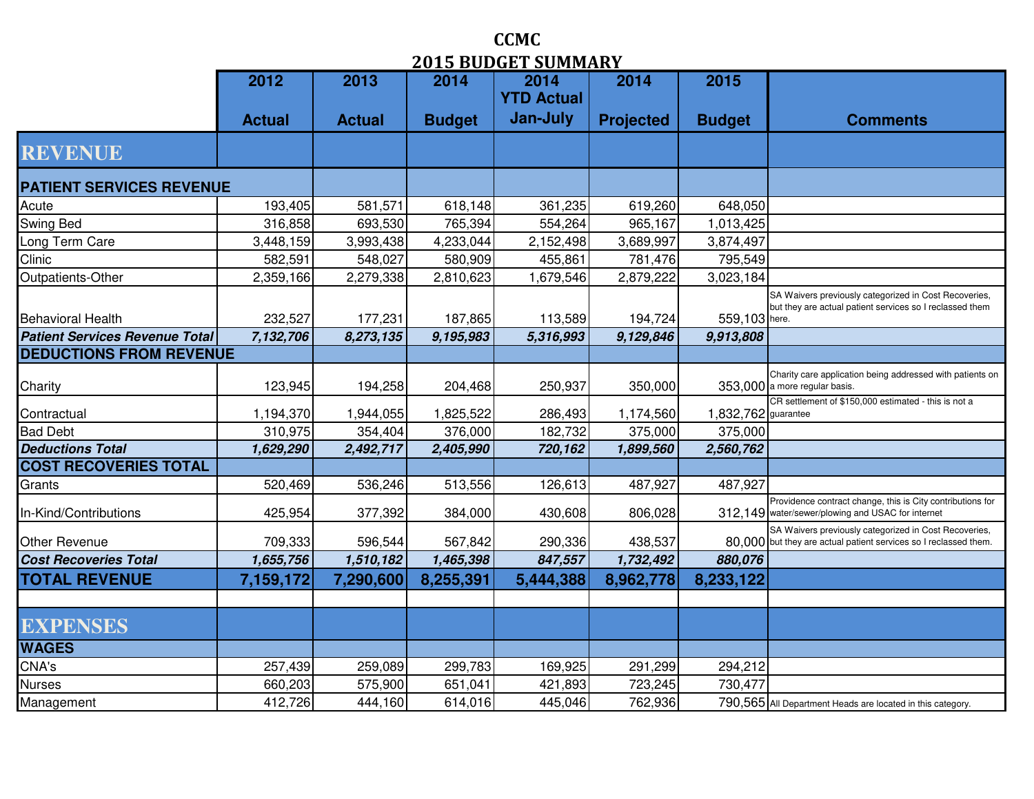# CCMC
## 2015 BUDGET SUMMARY

| | 2012 Actual | 2013 Actual | 2014 Budget | 2014 YTD Actual Jan-July | 2014 Projected | 2015 Budget | Comments |
|---|---|---|---|---|---|---|---|
| **REVENUE** | | | | | | | |
| **PATIENT SERVICES REVENUE** | | | | | | | |
| Acute | 193,405 | 581,571 | 618,148 | 361,235 | 619,260 | 648,050 | |
| Swing Bed | 316,858 | 693,530 | 765,394 | 554,264 | 965,167 | 1,013,425 | |
| Long Term Care | 3,448,159 | 3,993,438 | 4,233,044 | 2,152,498 | 3,689,997 | 3,874,497 | |
| Clinic | 582,591 | 548,027 | 580,909 | 455,861 | 781,476 | 795,549 | |
| Outpatients-Other | 2,359,166 | 2,279,338 | 2,810,623 | 1,679,546 | 2,879,222 | 3,023,184 | |
| Behavioral Health | 232,527 | 177,231 | 187,865 | 113,589 | 194,724 | 559,103 | SA Waivers previously categorized in Cost Recoveries, but they are actual patient services so I reclassed them here. |
| ***Patient Services Revenue Total*** | ***7,132,706*** | ***8,273,135*** | ***9,195,983*** | ***5,316,993*** | ***9,129,846*** | ***9,913,808*** | |
| **DEDUCTIONS FROM REVENUE** | | | | | | | |
| Charity | 123,945 | 194,258 | 204,468 | 250,937 | 350,000 | 353,000 | Charity care application being addressed with patients on a more regular basis. |
| Contractual | 1,194,370 | 1,944,055 | 1,825,522 | 286,493 | 1,174,560 | 1,832,762 | CR settlement of $150,000 estimated - this is not a guarantee |
| Bad Debt | 310,975 | 354,404 | 376,000 | 182,732 | 375,000 | 375,000 | |
| ***Deductions Total*** | ***1,629,290*** | ***2,492,717*** | ***2,405,990*** | ***720,162*** | ***1,899,560*** | ***2,560,762*** | |
| **COST RECOVERIES TOTAL** | | | | | | | |
| Grants | 520,469 | 536,246 | 513,556 | 126,613 | 487,927 | 487,927 | |
| In-Kind/Contributions | 425,954 | 377,392 | 384,000 | 430,608 | 806,028 | 312,149 | Providence contract change, this is City contributions for water/sewer/plowing and USAC for internet |
| Other Revenue | 709,333 | 596,544 | 567,842 | 290,336 | 438,537 | 80,000 | SA Waivers previously categorized in Cost Recoveries, but they are actual patient services so I reclassed them. |
| ***Cost Recoveries Total*** | ***1,655,756*** | ***1,510,182*** | ***1,465,398*** | ***847,557*** | ***1,732,492*** | ***880,076*** | |
| **TOTAL REVENUE** | **7,159,172** | **7,290,600** | **8,255,391** | **5,444,388** | **8,962,778** | **8,233,122** | |
| | | | | | | | |
| **EXPENSES** | | | | | | | |
| **WAGES** | | | | | | | |
| CNA's | 257,439 | 259,089 | 299,783 | 169,925 | 291,299 | 294,212 | |
| Nurses | 660,203 | 575,900 | 651,041 | 421,893 | 723,245 | 730,477 | |
| Management | 412,726 | 444,160 | 614,016 | 445,046 | 762,936 | 790,565 | All Department Heads are located in this category. |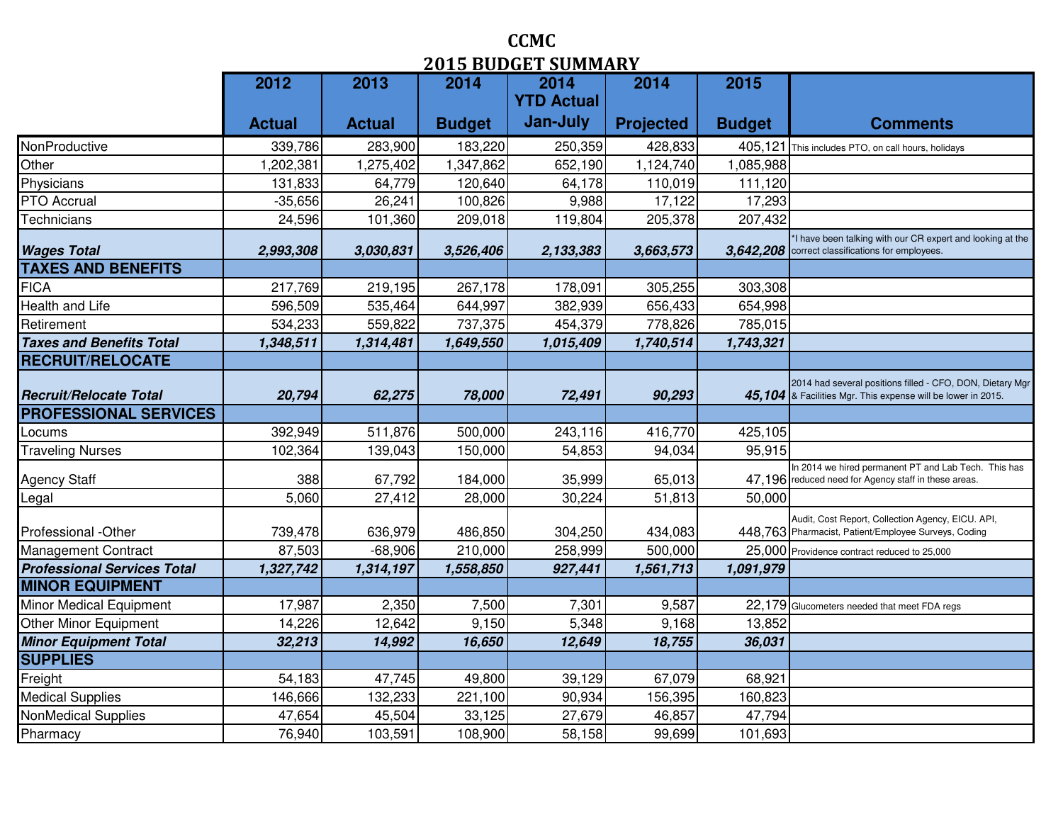# CCMC

## 2015 BUDGET SUMMARY

| | 2012 Actual | 2013 Actual | 2014 Budget | 2014 YTD Actual Jan-July | 2014 Projected | 2015 Budget | Comments |
|---|---|---|---|---|---|---|---|
| NonProductive | 339,786 | 283,900 | 183,220 | 250,359 | 428,833 | 405,121 | This includes PTO, on call hours, holidays |
| Other | 1,202,381 | 1,275,402 | 1,347,862 | 652,190 | 1,124,740 | 1,085,988 | |
| Physicians | 131,833 | 64,779 | 120,640 | 64,178 | 110,019 | 111,120 | |
| PTO Accrual | -35,656 | 26,241 | 100,826 | 9,988 | 17,122 | 17,293 | |
| Technicians | 24,596 | 101,360 | 209,018 | 119,804 | 205,378 | 207,432 | |
| ***Wages Total*** | ***2,993,308*** | ***3,030,831*** | ***3,526,406*** | ***2,133,383*** | ***3,663,573*** | ***3,642,208*** | *I have been talking with our CR expert and looking at the correct classifications for employees. |
| **TAXES AND BENEFITS** | | | | | | | |
| FICA | 217,769 | 219,195 | 267,178 | 178,091 | 305,255 | 303,308 | |
| Health and Life | 596,509 | 535,464 | 644,997 | 382,939 | 656,433 | 654,998 | |
| Retirement | 534,233 | 559,822 | 737,375 | 454,379 | 778,826 | 785,015 | |
| ***Taxes and Benefits Total*** | ***1,348,511*** | ***1,314,481*** | ***1,649,550*** | ***1,015,409*** | ***1,740,514*** | ***1,743,321*** | |
| **RECRUIT/RELOCATE** | | | | | | | |
| ***Recruit/Relocate Total*** | ***20,794*** | ***62,275*** | ***78,000*** | ***72,491*** | ***90,293*** | ***45,104*** | 2014 had several positions filled - CFO, DON, Dietary Mgr & Facilities Mgr. This expense will be lower in 2015. |
| **PROFESSIONAL SERVICES** | | | | | | | |
| Locums | 392,949 | 511,876 | 500,000 | 243,116 | 416,770 | 425,105 | |
| Traveling Nurses | 102,364 | 139,043 | 150,000 | 54,853 | 94,034 | 95,915 | |
| Agency Staff | 388 | 67,792 | 184,000 | 35,999 | 65,013 | 47,196 | In 2014 we hired permanent PT and Lab Tech. This has reduced need for Agency staff in these areas. |
| Legal | 5,060 | 27,412 | 28,000 | 30,224 | 51,813 | 50,000 | |
| Professional -Other | 739,478 | 636,979 | 486,850 | 304,250 | 434,083 | 448,763 | Audit, Cost Report, Collection Agency, EICU. API, Pharmacist, Patient/Employee Surveys, Coding |
| Management Contract | 87,503 | -68,906 | 210,000 | 258,999 | 500,000 | 25,000 | Providence contract reduced to 25,000 |
| ***Professional Services Total*** | ***1,327,742*** | ***1,314,197*** | ***1,558,850*** | ***927,441*** | ***1,561,713*** | ***1,091,979*** | |
| **MINOR EQUIPMENT** | | | | | | | |
| Minor Medical Equipment | 17,987 | 2,350 | 7,500 | 7,301 | 9,587 | 22,179 | Glucometers needed that meet FDA regs |
| Other Minor Equipment | 14,226 | 12,642 | 9,150 | 5,348 | 9,168 | 13,852 | |
| ***Minor Equipment Total*** | ***32,213*** | ***14,992*** | ***16,650*** | ***12,649*** | ***18,755*** | ***36,031*** | |
| **SUPPLIES** | | | | | | | |
| Freight | 54,183 | 47,745 | 49,800 | 39,129 | 67,079 | 68,921 | |
| Medical Supplies | 146,666 | 132,233 | 221,100 | 90,934 | 156,395 | 160,823 | |
| NonMedical Supplies | 47,654 | 45,504 | 33,125 | 27,679 | 46,857 | 47,794 | |
| Pharmacy | 76,940 | 103,591 | 108,900 | 58,158 | 99,699 | 101,693 | |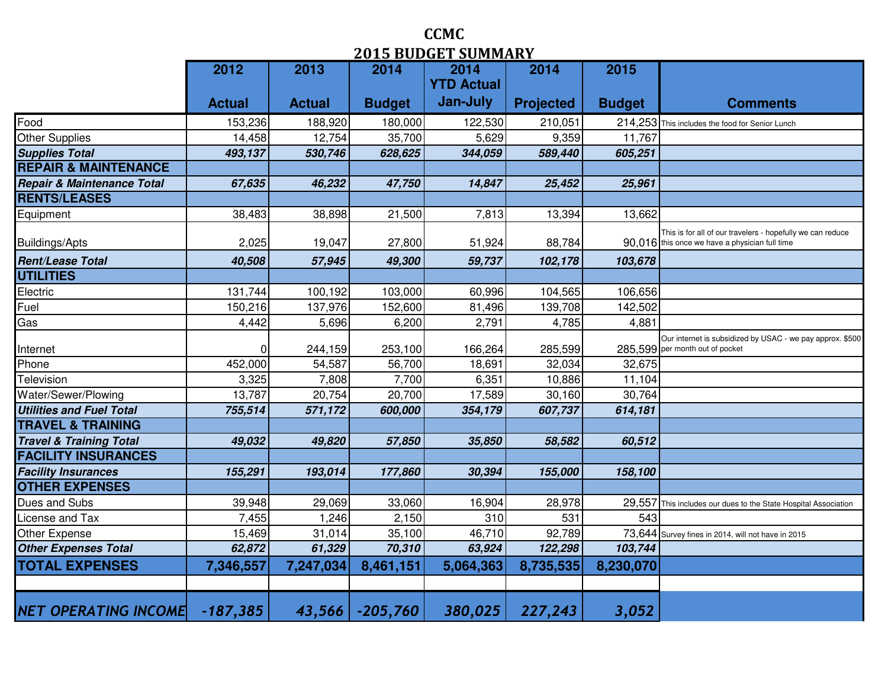# CCMC

## 2015 BUDGET SUMMARY

| | 2012 Actual | 2013 Actual | 2014 Budget | 2014 YTD Actual Jan-July | 2014 Projected | 2015 Budget | Comments |
|---|---|---|---|---|---|---|---|
| Food | 153,236 | 188,920 | 180,000 | 122,530 | 210,051 | 214,253 | This includes the food for Senior Lunch |
| Other Supplies | 14,458 | 12,754 | 35,700 | 5,629 | 9,359 | 11,767 | |
| ***Supplies Total*** | ***493,137*** | ***530,746*** | ***628,625*** | ***344,059*** | ***589,440*** | ***605,251*** | |
| **REPAIR & MAINTENANCE** | | | | | | | |
| ***Repair & Maintenance Total*** | ***67,635*** | ***46,232*** | ***47,750*** | ***14,847*** | ***25,452*** | ***25,961*** | |
| **RENTS/LEASES** | | | | | | | |
| Equipment | 38,483 | 38,898 | 21,500 | 7,813 | 13,394 | 13,662 | |
| Buildings/Apts | 2,025 | 19,047 | 27,800 | 51,924 | 88,784 | 90,016 | This is for all of our travelers - hopefully we can reduce this once we have a physician full time |
| ***Rent/Lease Total*** | ***40,508*** | ***57,945*** | ***49,300*** | ***59,737*** | ***102,178*** | ***103,678*** | |
| **UTILITIES** | | | | | | | |
| Electric | 131,744 | 100,192 | 103,000 | 60,996 | 104,565 | 106,656 | |
| Fuel | 150,216 | 137,976 | 152,600 | 81,496 | 139,708 | 142,502 | |
| Gas | 4,442 | 5,696 | 6,200 | 2,791 | 4,785 | 4,881 | |
| Internet | 0 | 244,159 | 253,100 | 166,264 | 285,599 | 285,599 | Our internet is subsidized by USAC - we pay approx. $500 per month out of pocket |
| Phone | 452,000 | 54,587 | 56,700 | 18,691 | 32,034 | 32,675 | |
| Television | 3,325 | 7,808 | 7,700 | 6,351 | 10,886 | 11,104 | |
| Water/Sewer/Plowing | 13,787 | 20,754 | 20,700 | 17,589 | 30,160 | 30,764 | |
| ***Utilities and Fuel Total*** | ***755,514*** | ***571,172*** | ***600,000*** | ***354,179*** | ***607,737*** | ***614,181*** | |
| **TRAVEL & TRAINING** | | | | | | | |
| ***Travel & Training Total*** | ***49,032*** | ***49,820*** | ***57,850*** | ***35,850*** | ***58,582*** | ***60,512*** | |
| **FACILITY INSURANCES** | | | | | | | |
| ***Facility Insurances*** | ***155,291*** | ***193,014*** | ***177,860*** | ***30,394*** | ***155,000*** | ***158,100*** | |
| **OTHER EXPENSES** | | | | | | | |
| Dues and Subs | 39,948 | 29,069 | 33,060 | 16,904 | 28,978 | 29,557 | This includes our dues to the State Hospital Association |
| License and Tax | 7,455 | 1,246 | 2,150 | 310 | 531 | 543 | |
| Other Expense | 15,469 | 31,014 | 35,100 | 46,710 | 92,789 | 73,644 | Survey fines in 2014, will not have in 2015 |
| ***Other Expenses Total*** | ***62,872*** | ***61,329*** | ***70,310*** | ***63,924*** | ***122,298*** | ***103,744*** | |
| **TOTAL EXPENSES** | **7,346,557** | **7,247,034** | **8,461,151** | **5,064,363** | **8,735,535** | **8,230,070** | |
| | | | | | | | |
| ***NET OPERATING INCOME*** | ***-187,385*** | ***43,566*** | ***-205,760*** | ***380,025*** | ***227,243*** | ***3,052*** | |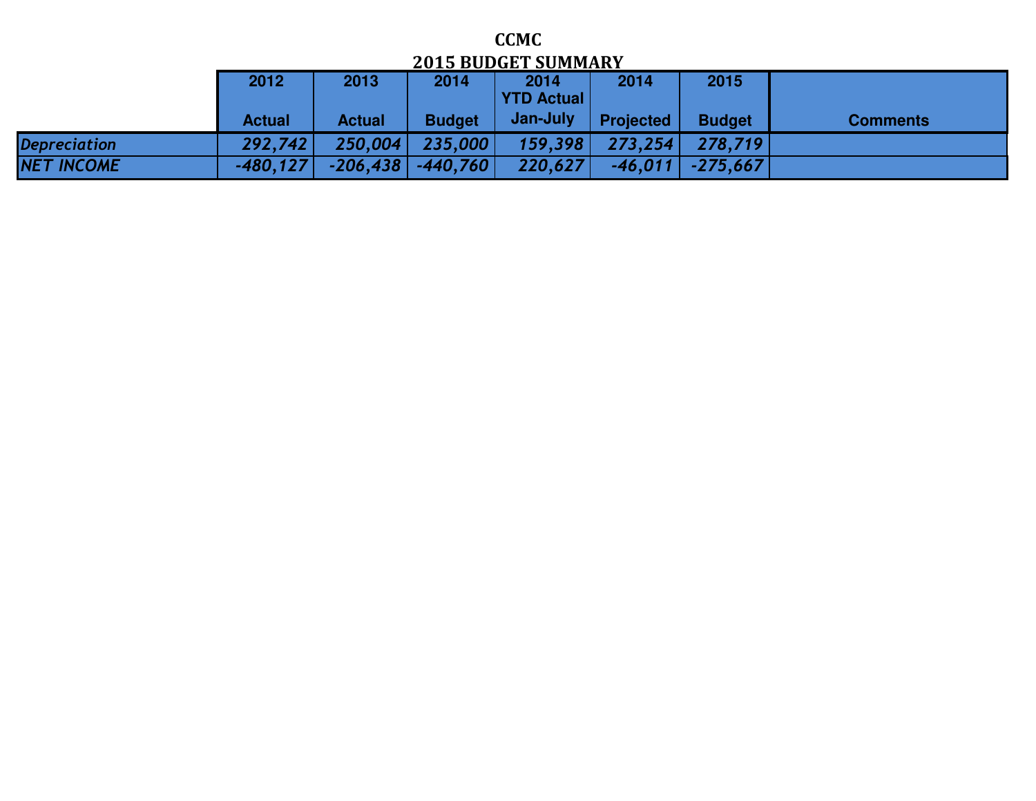# CCMC
## 2015 BUDGET SUMMARY

| | 2012 Actual | 2013 Actual | 2014 Budget | 2014 YTD Actual Jan-July | 2014 Projected | 2015 Budget | Comments |
|---|---|---|---|---|---|---|---|
| *Depreciation* | *292,742* | *250,004* | *235,000* | *159,398* | *273,254* | *278,719* | |
| *NET INCOME* | *-480,127* | *-206,438* | *-440,760* | *220,627* | *-46,011* | *-275,667* | |